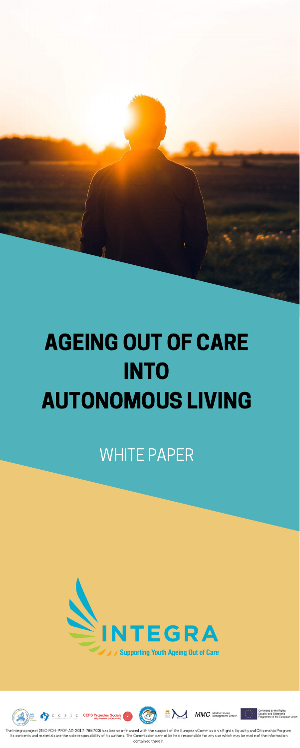# AGEING OUT OF CARE INTO AUTONOMOUS LIVING

WHITE PAPER

INTEGRA

Supporting Youth Ageing Out of Care

CEPS Projectes Socials http://www.asceps.org

MMC Mediterranean Management Centre

Co-funded by the Rights, Equality and Citizenship Programme of the European Union

The Integra project (REC-RCHI-PROF-AG-2017-785703) has been co-financed with the support of the European Commission's Rights, Equality and Citizenship Program. Its contents and materials are the sole responsibility of its authors. The Commission cannot be held responsible for any use which may be made of the information contained therein.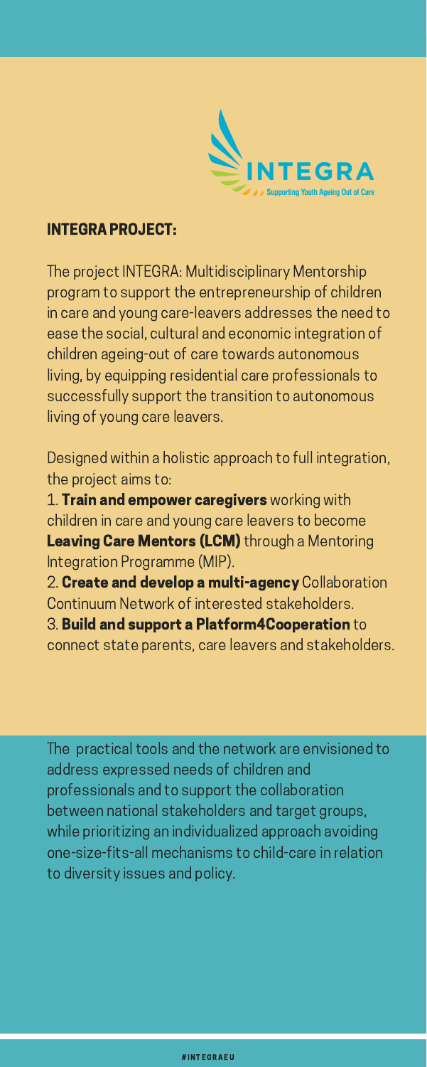INTEGRA

Supporting Youth Ageing Out of Care

## INTEGRA PROJECT:

The project INTEGRA: Multidisciplinary Mentorship program to support the entrepreneurship of children in care and young care-leavers addresses the need to ease the social, cultural and economic integration of children ageing-out of care towards autonomous living, by equipping residential care professionals to successfully support the transition to autonomous living of young care leavers.

Designed within a holistic approach to full integration, the project aims to:

1. **Train and empower caregivers** working with children in care and young care leavers to become **Leaving Care Mentors (LCM)** through a Mentoring Integration Programme (MIP).
2. **Create and develop a multi-agency** Collaboration Continuum Network of interested stakeholders.
3. **Build and support a Platform4Cooperation** to connect state parents, care leavers and stakeholders.

The practical tools and the network are envisioned to address expressed needs of children and professionals and to support the collaboration between national stakeholders and target groups, while prioritizing an individualized approach avoiding one-size-fits-all mechanisms to child-care in relation to diversity issues and policy.

#INTEGRAEU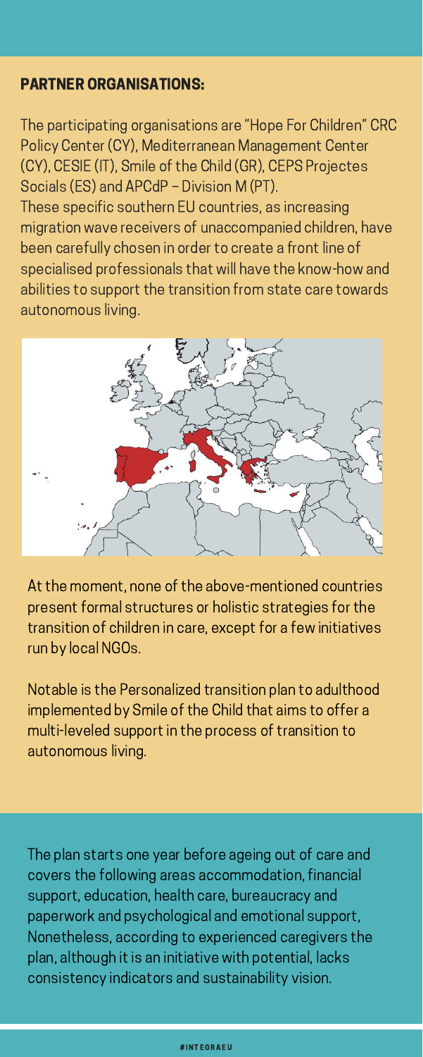## PARTNER ORGANISATIONS:

The participating organisations are "Hope For Children" CRC Policy Center (CY), Mediterranean Management Center (CY), CESIE (IT), Smile of the Child (GR), CEPS Projectes Socials (ES) and APCdP – Division M (PT).

These specific southern EU countries, as increasing migration wave receivers of unaccompanied children, have been carefully chosen in order to create a front line of specialised professionals that will have the know-how and abilities to support the transition from state care towards autonomous living.

At the moment, none of the above-mentioned countries present formal structures or holistic strategies for the transition of children in care, except for a few initiatives run by local NGOs.

Notable is the Personalized transition plan to adulthood implemented by Smile of the Child that aims to offer a multi-leveled support in the process of transition to autonomous living.

The plan starts one year before ageing out of care and covers the following areas accommodation, financial support, education, health care, bureaucracy and paperwork and psychological and emotional support, Nonetheless, according to experienced caregivers the plan, although it is an initiative with potential, lacks consistency indicators and sustainability vision.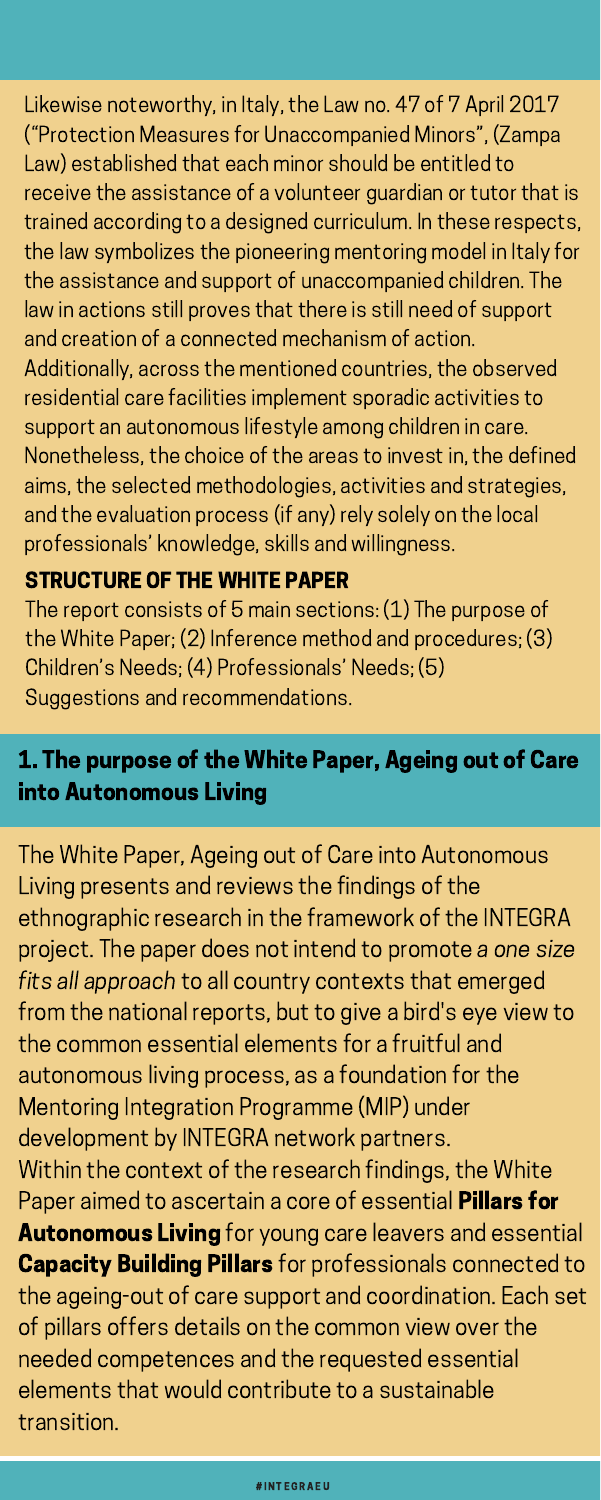Likewise noteworthy, in Italy, the Law no. 47 of 7 April 2017 ("Protection Measures for Unaccompanied Minors", (Zampa Law) established that each minor should be entitled to receive the assistance of a volunteer guardian or tutor that is trained according to a designed curriculum. In these respects, the law symbolizes the pioneering mentoring model in Italy for the assistance and support of unaccompanied children. The law in actions still proves that there is still need of support and creation of a connected mechanism of action.
Additionally, across the mentioned countries, the observed residential care facilities implement sporadic activities to support an autonomous lifestyle among children in care. Nonetheless, the choice of the areas to invest in, the defined aims, the selected methodologies, activities and strategies, and the evaluation process (if any) rely solely on the local professionals' knowledge, skills and willingness.

### STRUCTURE OF THE WHITE PAPER

The report consists of 5 main sections: (1) The purpose of the White Paper; (2) Inference method and procedures; (3) Children's Needs; (4) Professionals' Needs; (5) Suggestions and recommendations.

## 1. The purpose of the White Paper, Ageing out of Care into Autonomous Living

The White Paper, Ageing out of Care into Autonomous Living presents and reviews the findings of the ethnographic research in the framework of the INTEGRA project. The paper does not intend to promote *a one size fits all approach* to all country contexts that emerged from the national reports, but to give a bird's eye view to the common essential elements for a fruitful and autonomous living process, as a foundation for the Mentoring Integration Programme (MIP) under development by INTEGRA network partners.
Within the context of the research findings, the White Paper aimed to ascertain a core of essential **Pillars for Autonomous Living** for young care leavers and essential **Capacity Building Pillars** for professionals connected to the ageing-out of care support and coordination. Each set of pillars offers details on the common view over the needed competences and the requested essential elements that would contribute to a sustainable transition.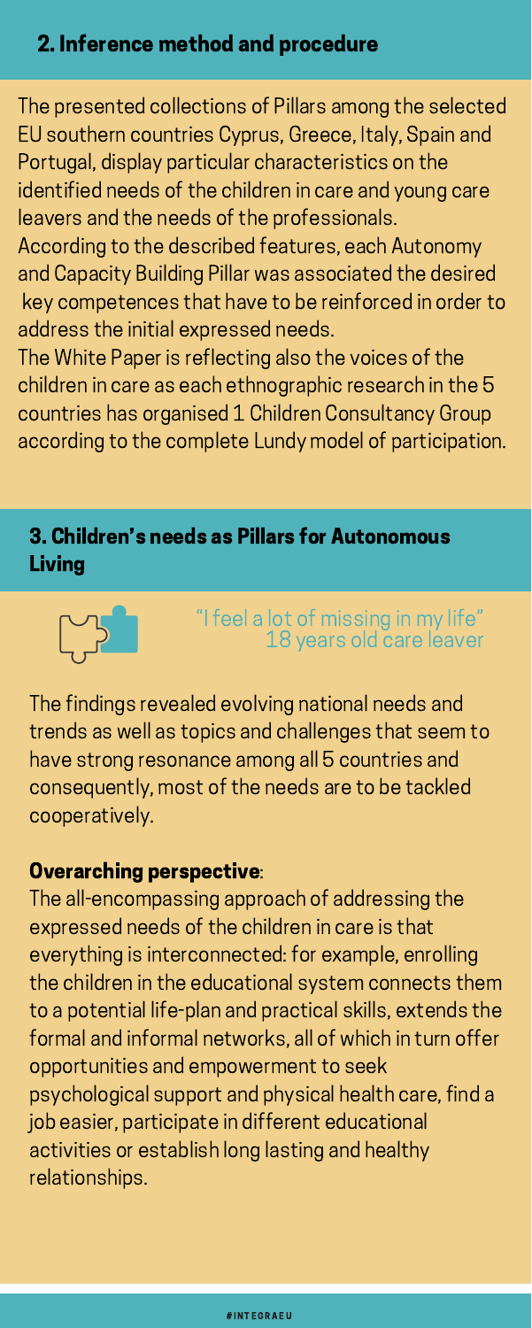## 2. Inference method and procedure

The presented collections of Pillars among the selected EU southern countries Cyprus, Greece, Italy, Spain and Portugal, display particular characteristics on the identified needs of the children in care and young care leavers and the needs of the professionals.
According to the described features, each Autonomy and Capacity Building Pillar was associated the desired key competences that have to be reinforced in order to address the initial expressed needs.
The White Paper is reflecting also the voices of the children in care as each ethnographic research in the 5 countries has organised 1 Children Consultancy Group according to the complete Lundy model of participation.

## 3. Children's needs as Pillars for Autonomous Living

"I feel a lot of missing in my life"
18 years old care leaver

The findings revealed evolving national needs and trends as well as topics and challenges that seem to have strong resonance among all 5 countries and consequently, most of the needs are to be tackled cooperatively.

**Overarching perspective**:
The all-encompassing approach of addressing the expressed needs of the children in care is that everything is interconnected: for example, enrolling the children in the educational system connects them to a potential life-plan and practical skills, extends the formal and informal networks, all of which in turn offer opportunities and empowerment to seek psychological support and physical health care, find a job easier, participate in different educational activities or establish long lasting and healthy relationships.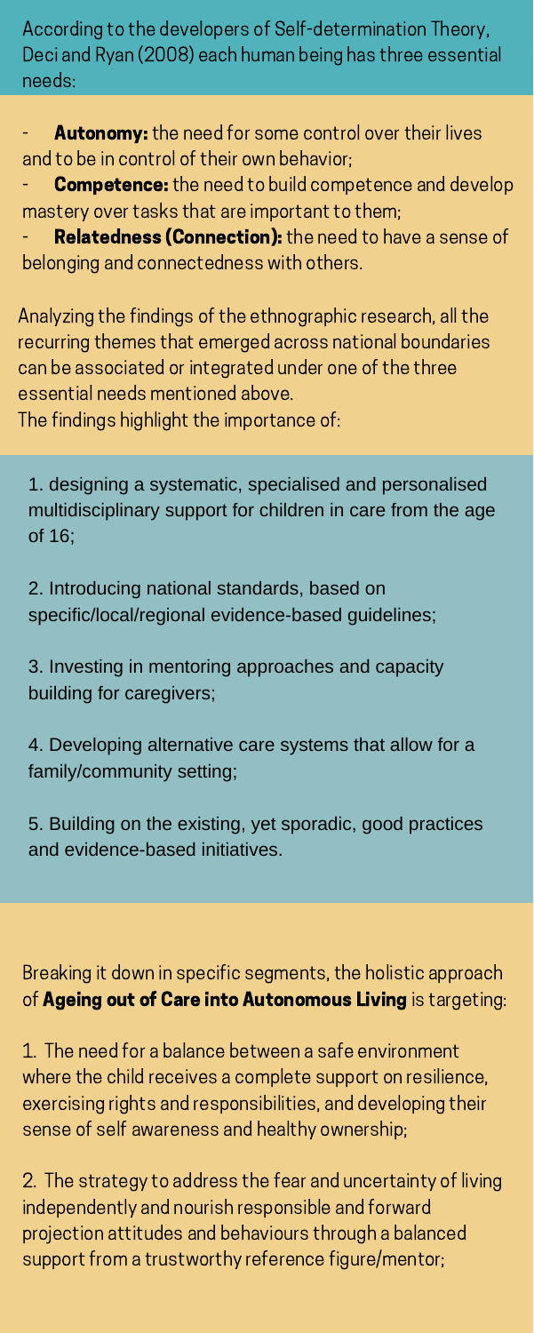According to the developers of Self-determination Theory, Deci and Ryan (2008) each human being has three essential needs:

- **Autonomy:** the need for some control over their lives and to be in control of their own behavior;
- **Competence:** the need to build competence and develop mastery over tasks that are important to them;
- **Relatedness (Connection):** the need to have a sense of belonging and connectedness with others.

Analyzing the findings of the ethnographic research, all the recurring themes that emerged across national boundaries can be associated or integrated under one of the three essential needs mentioned above.
The findings highlight the importance of:

1. designing a systematic, specialised and personalised multidisciplinary support for children in care from the age of 16;

2. Introducing national standards, based on specific/local/regional evidence-based guidelines;

3. Investing in mentoring approaches and capacity building for caregivers;

4. Developing alternative care systems that allow for a family/community setting;

5. Building on the existing, yet sporadic, good practices and evidence-based initiatives.

Breaking it down in specific segments, the holistic approach of **Ageing out of Care into Autonomous Living** is targeting:

1. The need for a balance between a safe environment where the child receives a complete support on resilience, exercising rights and responsibilities, and developing their sense of self awareness and healthy ownership;

2. The strategy to address the fear and uncertainty of living independently and nourish responsible and forward projection attitudes and behaviours through a balanced support from a trustworthy reference figure/mentor;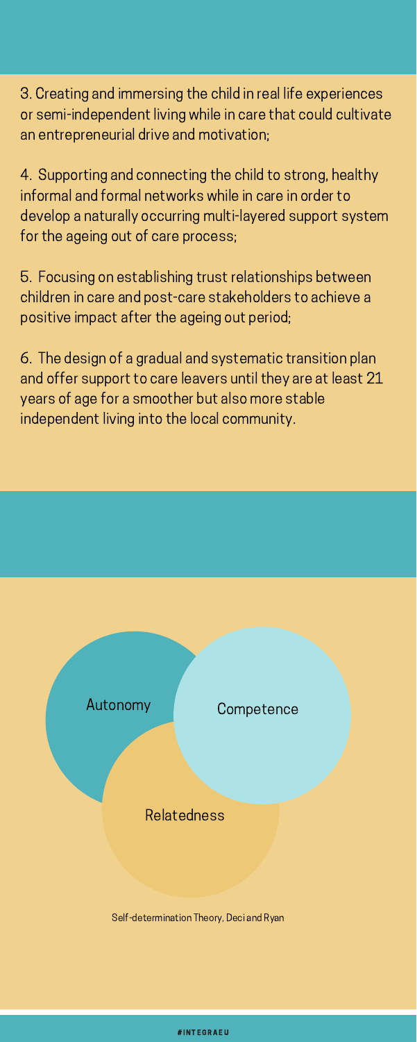3. Creating and immersing the child in real life experiences or semi-independent living while in care that could cultivate an entrepreneurial drive and motivation;

4. Supporting and connecting the child to strong, healthy informal and formal networks while in care in order to develop a naturally occurring multi-layered support system for the ageing out of care process;

5. Focusing on establishing trust relationships between children in care and post-care stakeholders to achieve a positive impact after the ageing out period;

6. The design of a gradual and systematic transition plan and offer support to care leavers until they are at least 21 years of age for a smoother but also more stable independent living into the local community.

Autonomy

Competence

Relatedness

Self-determination Theory, Deci and Ryan

#INTEGRAEU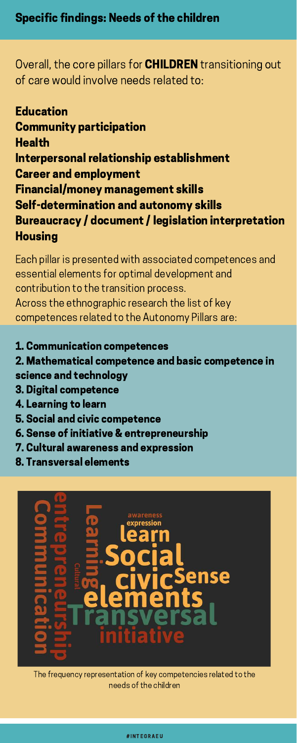## Specific findings: Needs of the children

Overall, the core pillars for **CHILDREN** transitioning out of care would involve needs related to:

**Education**
**Community participation**
**Health**
**Interpersonal relationship establishment**
**Career and employment**
**Financial/money management skills**
**Self-determination and autonomy skills**
**Bureaucracy / document / legislation interpretation**
**Housing**

Each pillar is presented with associated competences and essential elements for optimal development and contribution to the transition process.
Across the ethnographic research the list of key competences related to the Autonomy Pillars are:

1. **Communication competences**
2. **Mathematical competence and basic competence in science and technology**
3. **Digital competence**
4. **Learning to learn**
5. **Social and civic competence**
6. **Sense of initiative & entrepreneurship**
7. **Cultural awareness and expression**
8. **Transversal elements**

The frequency representation of key competencies related to the needs of the children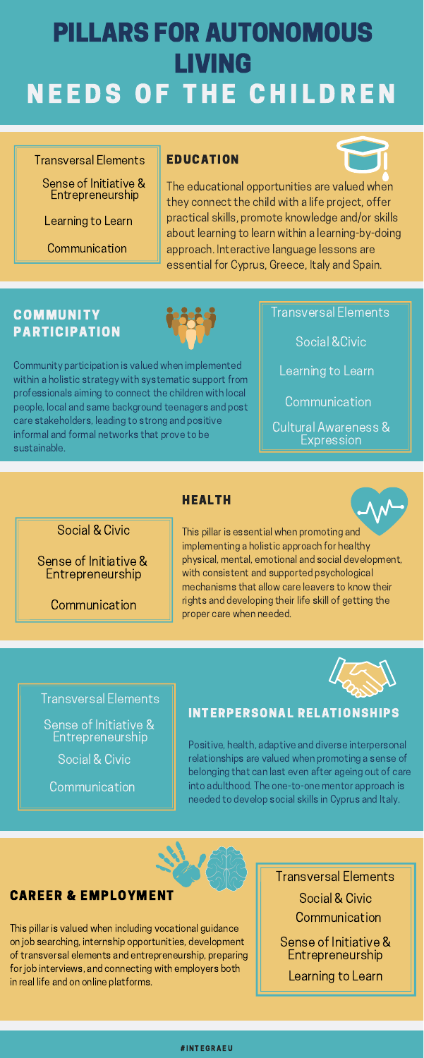# PILLARS FOR AUTONOMOUS LIVING

# NEEDS OF THE CHILDREN

## EDUCATION

Transversal Elements

- Sense of Initiative & Entrepreneurship
- Learning to Learn
- Communication

The educational opportunities are valued when they connect the child with a life project, offer practical skills, promote knowledge and/or skills about learning to learn within a learning-by-doing approach. Interactive language lessons are essential for Cyprus, Greece, Italy and Spain.

## COMMUNITY PARTICIPATION

Community participation is valued when implemented within a holistic strategy with systematic support from professionals aiming to connect the children with local people, local and same background teenagers and post care stakeholders, leading to strong and positive informal and formal networks that prove to be sustainable.

Transversal Elements

- Social &Civic
- Learning to Learn
- Communication
- Cultural Awareness & Expression

## HEALTH

- Social & Civic
- Sense of Initiative & Entrepreneurship
- Communication

This pillar is essential when promoting and implementing a holistic approach for healthy physical, mental, emotional and social development, with consistent and supported psychological mechanisms that allow care leavers to know their rights and developing their life skill of getting the proper care when needed.

## INTERPERSONAL RELATIONSHIPS

Transversal Elements

- Sense of Initiative & Entrepreneurship
- Social & Civic
- Communication

Positive, health, adaptive and diverse interpersonal relationships are valued when promoting a sense of belonging that can last even after ageing out of care into adulthood. The one-to-one mentor approach is needed to develop social skills in Cyprus and Italy.

## CAREER & EMPLOYMENT

This pillar is valued when including vocational guidance on job searching, internship opportunities, development of transversal elements and entrepreneurship, preparing for job interviews, and connecting with employers both in real life and on online platforms.

Transversal Elements

- Social & Civic
- Communication
- Sense of Initiative & Entrepreneurship
- Learning to Learn

#INTEGRAEU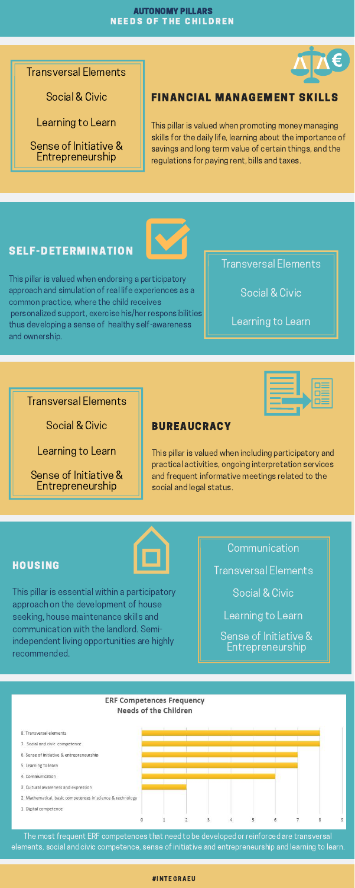# AUTONOMY PILLARS
## NEEDS OF THE CHILDREN

## FINANCIAL MANAGEMENT SKILLS

This pillar is valued when promoting money managing skills for the daily life, learning about the importance of savings and long term value of certain things, and the regulations for paying rent, bills and taxes.

Transversal Elements

Social & Civic

Learning to Learn

Sense of Initiative & Entrepreneurship

## SELF-DETERMINATION

This pillar is valued when endorsing a participatory approach and simulation of real life experiences as a common practice, where the child receives personalized support, exercise his/her responsibilities thus developing a sense of healthy self-awareness and ownership.

Transversal Elements

Social & Civic

Learning to Learn

## BUREAUCRACY

This pillar is valued when including participatory and practical activities, ongoing interpretation services and frequent informative meetings related to the social and legal status.

Transversal Elements

Social & Civic

Learning to Learn

Sense of Initiative & Entrepreneurship

## HOUSING

This pillar is essential within a participatory approach on the development of house seeking, house maintenance skills and communication with the landlord. Semi-independent living opportunities are highly recommended.

Communication

Transversal Elements

Social & Civic

Learning to Learn

Sense of Initiative & Entrepreneurship

**ERF Competences Frequency**
**Needs of the Children**

| Competence | Frequency |
|---|---|
| 8. Transversal elements | 8 |
| 7. Social and civic competence | 8 |
| 6. Sense of initiative & entrepreneurship | 7 |
| 5. Learning to learn | 7 |
| 4. Communication | 6 |
| 3. Cultural awareness and expression | 2 |
| 2. Mathematical, basic competences in science & technology | 0 |
| 1. Digital competence | 0 |

The most frequent ERF competences that need to be developed or reinforced are transversal elements, social and civic competence, sense of initiative and entrepreneurship and learning to learn.

#INTEGRAEU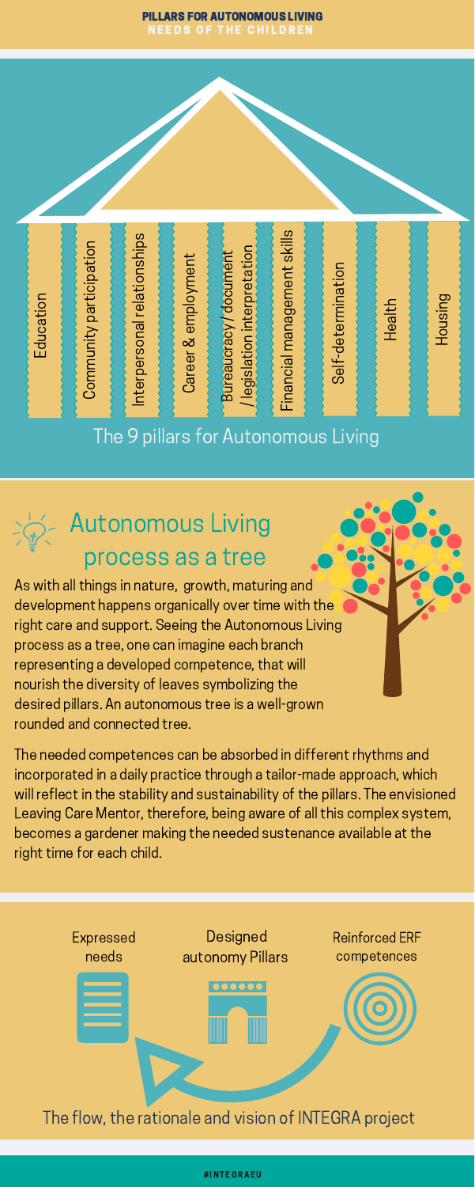# PILLARS FOR AUTONOMOUS LIVING

## NEEDS OF THE CHILDREN

- Education
- Community participation
- Interpersonal relationships
- Career & employment
- Bureaucracy / document / legislation interpretation
- Financial management skills
- Self-determination
- Health
- Housing

The 9 pillars for Autonomous Living

## Autonomous Living process as a tree

As with all things in nature, growth, maturing and development happens organically over time with the right care and support. Seeing the Autonomous Living process as a tree, one can imagine each branch representing a developed competence, that will nourish the diversity of leaves symbolizing the desired pillars. An autonomous tree is a well-grown rounded and connected tree.

The needed competences can be absorbed in different rhythms and incorporated in a daily practice through a tailor-made approach, which will reflect in the stability and sustainability of the pillars. The envisioned Leaving Care Mentor, therefore, being aware of all this complex system, becomes a gardener making the needed sustenance available at the right time for each child.

Expressed needs → Designed autonomy Pillars → Reinforced ERF competences

The flow, the rationale and vision of INTEGRA project

#INTEGRAEU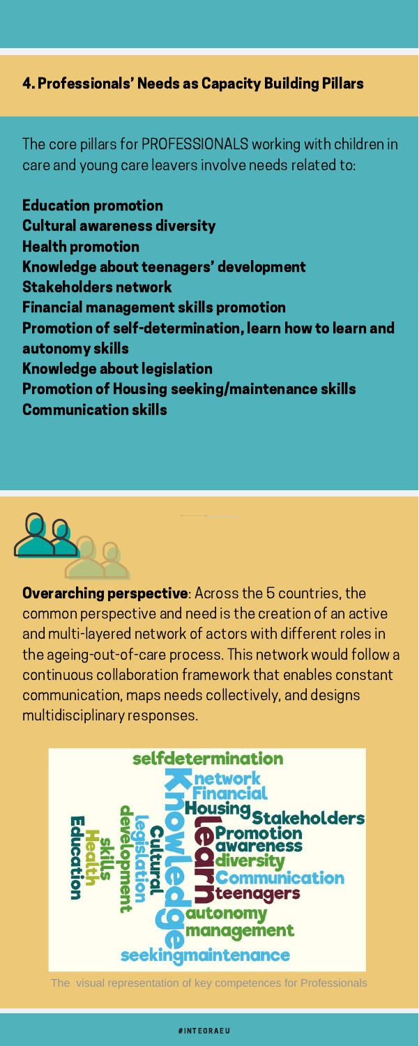## 4. Professionals' Needs as Capacity Building Pillars

The core pillars for PROFESSIONALS working with children in care and young care leavers involve needs related to:

**Education promotion**
**Cultural awareness diversity**
**Health promotion**
**Knowledge about teenagers' development**
**Stakeholders network**
**Financial management skills promotion**
**Promotion of self-determination, learn how to learn and autonomy skills**
**Knowledge about legislation**
**Promotion of Housing seeking/maintenance skills**
**Communication skills**

**Overarching perspective**: Across the 5 countries, the common perspective and need is the creation of an active and multi-layered network of actors with different roles in the ageing-out-of-care process. This network would follow a continuous collaboration framework that enables constant communication, maps needs collectively, and designs multidisciplinary responses.

The visual representation of key competences for Professionals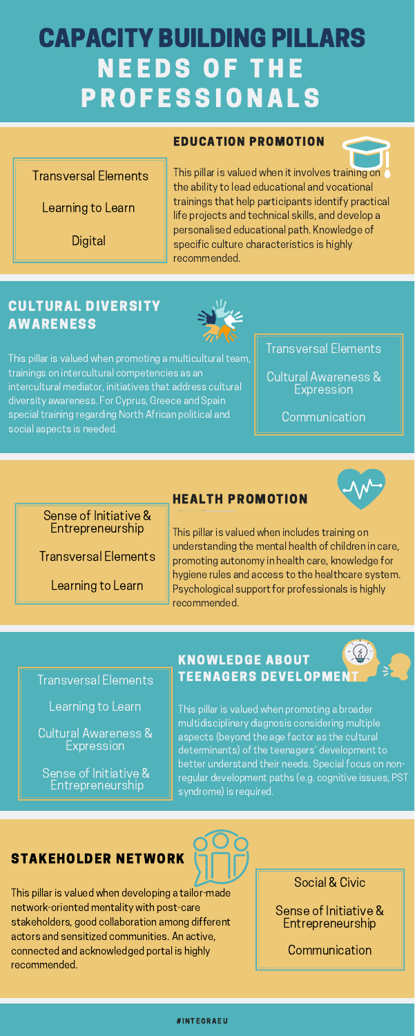# CAPACITY BUILDING PILLARS NEEDS OF THE PROFESSIONALS

## EDUCATION PROMOTION

This pillar is valued when it involves training on the ability to lead educational and vocational trainings that help participants identify practical life projects and technical skills, and develop a personalised educational path. Knowledge of specific culture characteristics is highly recommended.

- Transversal Elements
- Learning to Learn
- Digital

## CULTURAL DIVERSITY AWARENESS

This pillar is valued when promoting a multicultural team, trainings on intercultural competencies as an intercultural mediator, initiatives that address cultural diversity awareness. For Cyprus, Greece and Spain special training regarding North African political and social aspects is needed.

- Transversal Elements
- Cultural Awareness & Expression
- Communication

## HEALTH PROMOTION

This pillar is valued when includes training on understanding the mental health of children in care, promoting autonomy in health care, knowledge for hygiene rules and access to the healthcare system. Psychological support for professionals is highly recommended.

- Sense of Initiative & Entrepreneurship
- Transversal Elements
- Learning to Learn

## KNOWLEDGE ABOUT TEENAGERS DEVELOPMENT

This pillar is valued when promoting a broader multidisciplinary diagnosis considering multiple aspects (beyond the age factor as the cultural determinants) of the teenagers' development to better understand their needs. Special focus on non-regular development paths (e.g. cognitive issues, PST syndrome) is required.

- Transversal Elements
- Learning to Learn
- Cultural Awareness & Expression
- Sense of Initiative & Entrepreneurship

## STAKEHOLDER NETWORK

This pillar is valued when developing a tailor-made network-oriented mentality with post-care stakeholders, good collaboration among different actors and sensitized communities. An active, connected and acknowledged portal is highly recommended.

- Social & Civic
- Sense of Initiative & Entrepreneurship
- Communication

#INTEGRAEU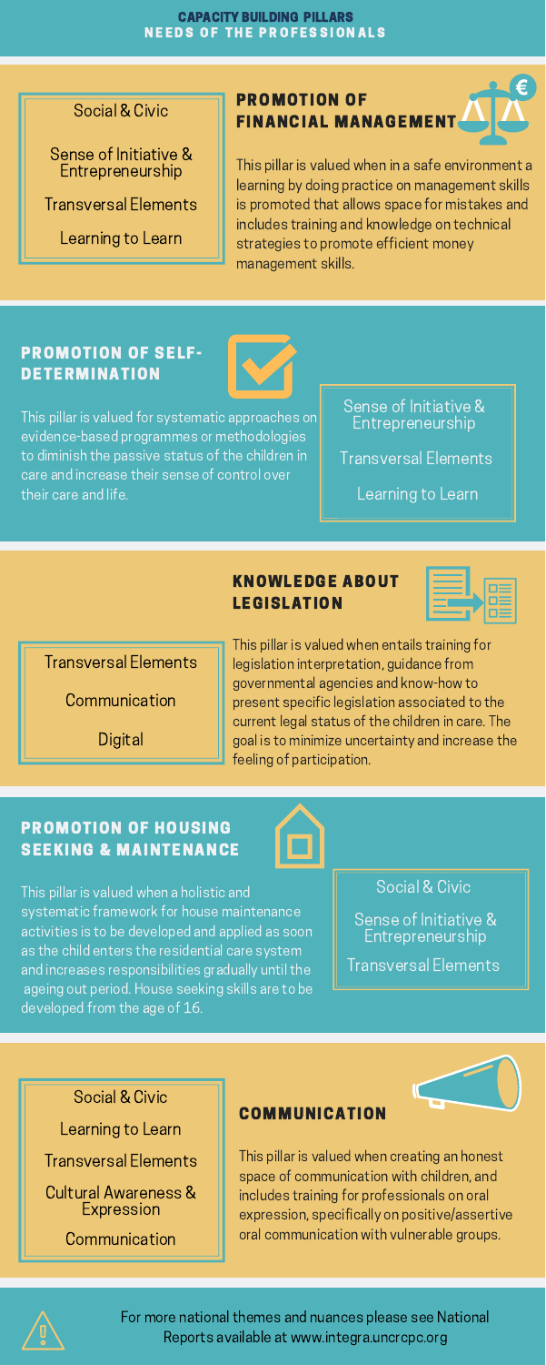# CAPACITY BUILDING PILLARS

## NEEDS OF THE PROFESSIONALS

### PROMOTION OF FINANCIAL MANAGEMENT

- Social & Civic
- Sense of Initiative & Entrepreneurship
- Transversal Elements
- Learning to Learn

This pillar is valued when in a safe environment a learning by doing practice on management skills is promoted that allows space for mistakes and includes training and knowledge on technical strategies to promote efficient money management skills.

### PROMOTION OF SELF-DETERMINATION

This pillar is valued for systematic approaches on evidence-based programmes or methodologies to diminish the passive status of the children in care and increase their sense of control over their care and life.

- Sense of Initiative & Entrepreneurship
- Transversal Elements
- Learning to Learn

### KNOWLEDGE ABOUT LEGISLATION

- Transversal Elements
- Communication
- Digital

This pillar is valued when entails training for legislation interpretation, guidance from governmental agencies and know-how to present specific legislation associated to the current legal status of the children in care. The goal is to minimize uncertainty and increase the feeling of participation.

### PROMOTION OF HOUSING SEEKING & MAINTENANCE

This pillar is valued when a holistic and systematic framework for house maintenance activities is to be developed and applied as soon as the child enters the residential care system and increases responsibilities gradually until the ageing out period. House seeking skills are to be developed from the age of 16.

- Social & Civic
- Sense of Initiative & Entrepreneurship
- Transversal Elements

### COMMUNICATION

- Social & Civic
- Learning to Learn
- Transversal Elements
- Cultural Awareness & Expression
- Communication

This pillar is valued when creating an honest space of communication with children, and includes training for professionals on oral expression, specifically on positive/assertive oral communication with vulnerable groups.

For more national themes and nuances please see National Reports available at www.integra.uncrcpc.org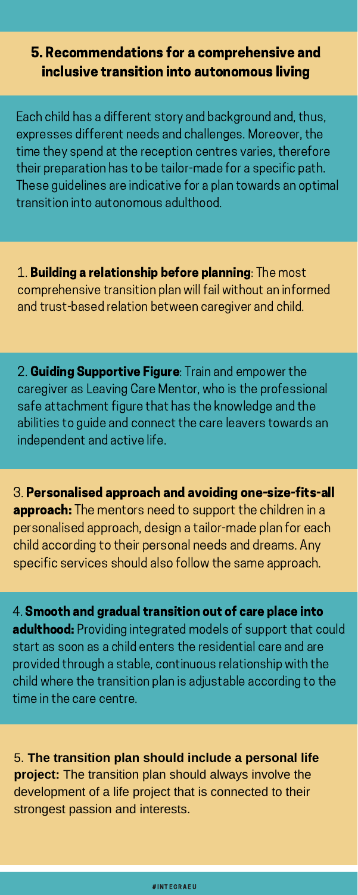## 5. Recommendations for a comprehensive and inclusive transition into autonomous living

Each child has a different story and background and, thus, expresses different needs and challenges. Moreover, the time they spend at the reception centres varies, therefore their preparation has to be tailor-made for a specific path. These guidelines are indicative for a plan towards an optimal transition into autonomous adulthood.

1. **Building a relationship before planning**: The most comprehensive transition plan will fail without an informed and trust-based relation between caregiver and child.

2. **Guiding Supportive Figure**: Train and empower the caregiver as Leaving Care Mentor, who is the professional safe attachment figure that has the knowledge and the abilities to guide and connect the care leavers towards an independent and active life.

3. **Personalised approach and avoiding one-size-fits-all approach:** The mentors need to support the children in a personalised approach, design a tailor-made plan for each child according to their personal needs and dreams. Any specific services should also follow the same approach.

4. **Smooth and gradual transition out of care place into adulthood:** Providing integrated models of support that could start as soon as a child enters the residential care and are provided through a stable, continuous relationship with the child where the transition plan is adjustable according to the time in the care centre.

5. **The transition plan should include a personal life project:** The transition plan should always involve the development of a life project that is connected to their strongest passion and interests.

#INTEGRAEU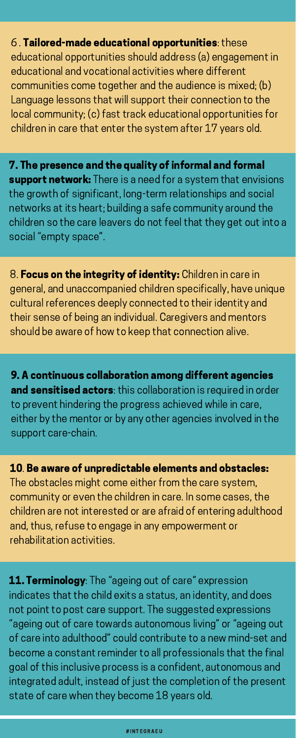6 . **Tailored-made educational opportunities**: these educational opportunities should address (a) engagement in educational and vocational activities where different communities come together and the audience is mixed; (b) Language lessons that will support their connection to the local community; (c) fast track educational opportunities for children in care that enter the system after 17 years old.

**7. The presence and the quality of informal and formal support network:** There is a need for a system that envisions the growth of significant, long-term relationships and social networks at its heart; building a safe community around the children so the care leavers do not feel that they get out into a social "empty space".

8. **Focus on the integrity of identity:** Children in care in general, and unaccompanied children specifically, have unique cultural references deeply connected to their identity and their sense of being an individual. Caregivers and mentors should be aware of how to keep that connection alive.

**9. A continuous collaboration among different agencies and sensitised actors**: this collaboration is required in order to prevent hindering the progress achieved while in care, either by the mentor or by any other agencies involved in the support care-chain.

**10**. **Be aware of unpredictable elements and obstacles:** The obstacles might come either from the care system, community or even the children in care. In some cases, the children are not interested or are afraid of entering adulthood and, thus, refuse to engage in any empowerment or rehabilitation activities.

**11. Terminology**: The "ageing out of care" expression indicates that the child exits a status, an identity, and does not point to post care support. The suggested expressions "ageing out of care towards autonomous living" or "ageing out of care into adulthood" could contribute to a new mind-set and become a constant reminder to all professionals that the final goal of this inclusive process is a confident, autonomous and integrated adult, instead of just the completion of the present state of care when they become 18 years old.

#INTEGRAEU